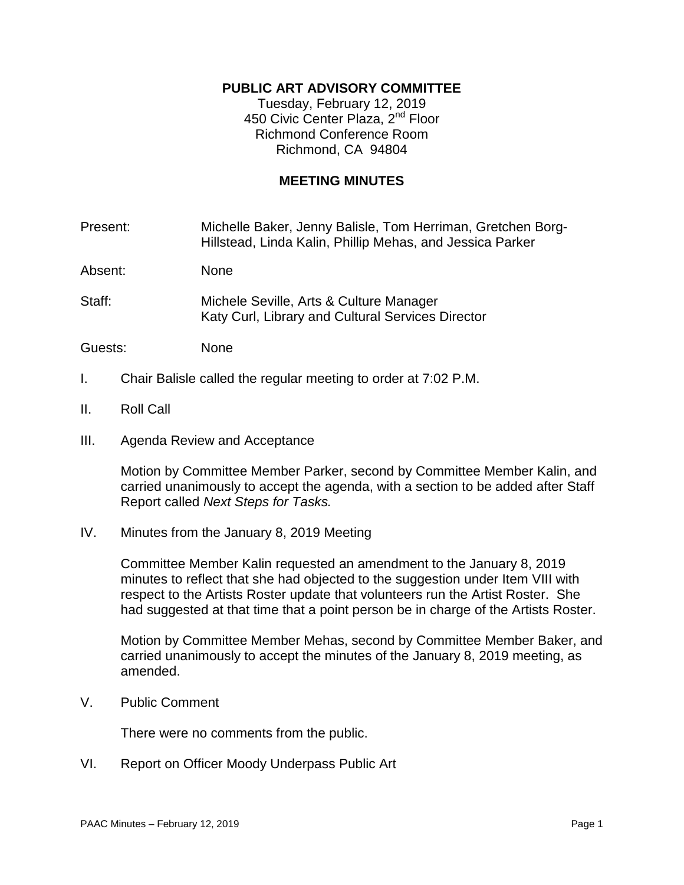**PUBLIC ART ADVISORY COMMITTEE**

Tuesday, February 12, 2019
450 Civic Center Plaza, 2nd Floor
Richmond Conference Room
Richmond, CA 94804

**MEETING MINUTES**

Present: Michelle Baker, Jenny Balisle, Tom Herriman, Gretchen Borg-Hillstead, Linda Kalin, Phillip Mehas, and Jessica Parker

Absent: None

Staff: Michele Seville, Arts & Culture Manager
Katy Curl, Library and Cultural Services Director

Guests: None

I. Chair Balisle called the regular meeting to order at 7:02 P.M.

II. Roll Call

III. Agenda Review and Acceptance

Motion by Committee Member Parker, second by Committee Member Kalin, and carried unanimously to accept the agenda, with a section to be added after Staff Report called *Next Steps for Tasks.*

IV. Minutes from the January 8, 2019 Meeting

Committee Member Kalin requested an amendment to the January 8, 2019 minutes to reflect that she had objected to the suggestion under Item VIII with respect to the Artists Roster update that volunteers run the Artist Roster. She had suggested at that time that a point person be in charge of the Artists Roster.

Motion by Committee Member Mehas, second by Committee Member Baker, and carried unanimously to accept the minutes of the January 8, 2019 meeting, as amended.

V. Public Comment

There were no comments from the public.

VI. Report on Officer Moody Underpass Public Art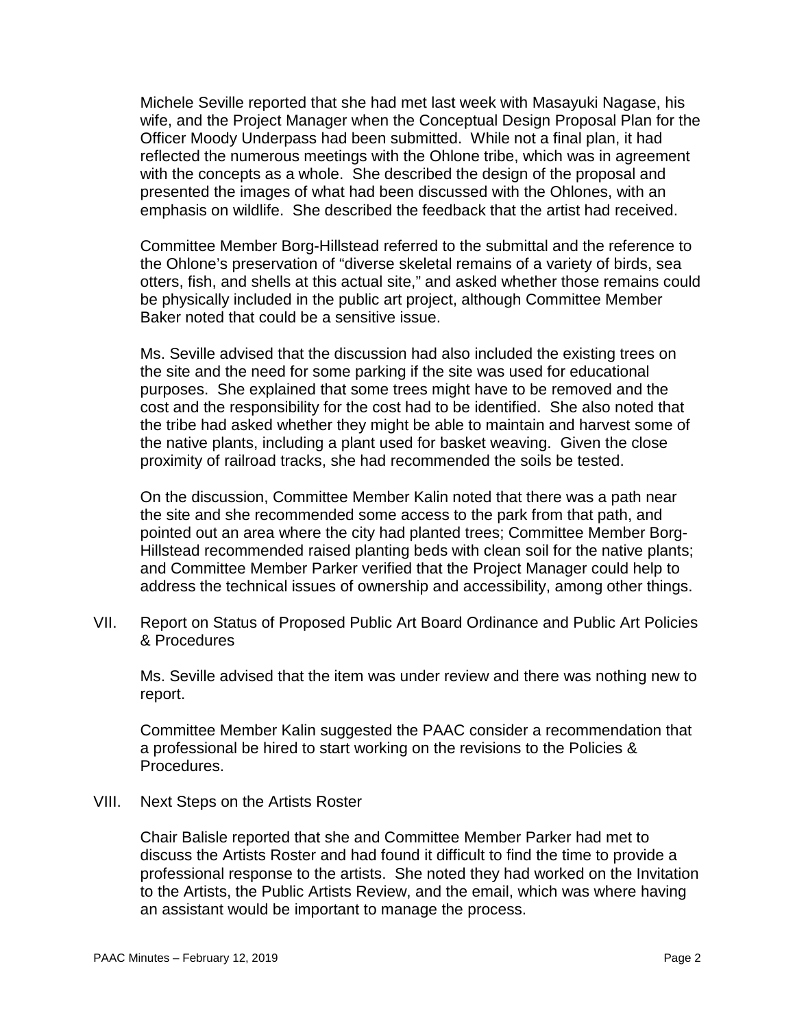Michele Seville reported that she had met last week with Masayuki Nagase, his wife, and the Project Manager when the Conceptual Design Proposal Plan for the Officer Moody Underpass had been submitted. While not a final plan, it had reflected the numerous meetings with the Ohlone tribe, which was in agreement with the concepts as a whole. She described the design of the proposal and presented the images of what had been discussed with the Ohlones, with an emphasis on wildlife. She described the feedback that the artist had received.

Committee Member Borg-Hillstead referred to the submittal and the reference to the Ohlone's preservation of "diverse skeletal remains of a variety of birds, sea otters, fish, and shells at this actual site," and asked whether those remains could be physically included in the public art project, although Committee Member Baker noted that could be a sensitive issue.

Ms. Seville advised that the discussion had also included the existing trees on the site and the need for some parking if the site was used for educational purposes. She explained that some trees might have to be removed and the cost and the responsibility for the cost had to be identified. She also noted that the tribe had asked whether they might be able to maintain and harvest some of the native plants, including a plant used for basket weaving. Given the close proximity of railroad tracks, she had recommended the soils be tested.

On the discussion, Committee Member Kalin noted that there was a path near the site and she recommended some access to the park from that path, and pointed out an area where the city had planted trees; Committee Member Borg-Hillstead recommended raised planting beds with clean soil for the native plants; and Committee Member Parker verified that the Project Manager could help to address the technical issues of ownership and accessibility, among other things.

VII. Report on Status of Proposed Public Art Board Ordinance and Public Art Policies & Procedures

Ms. Seville advised that the item was under review and there was nothing new to report.

Committee Member Kalin suggested the PAAC consider a recommendation that a professional be hired to start working on the revisions to the Policies & Procedures.

VIII. Next Steps on the Artists Roster

Chair Balisle reported that she and Committee Member Parker had met to discuss the Artists Roster and had found it difficult to find the time to provide a professional response to the artists. She noted they had worked on the Invitation to the Artists, the Public Artists Review, and the email, which was where having an assistant would be important to manage the process.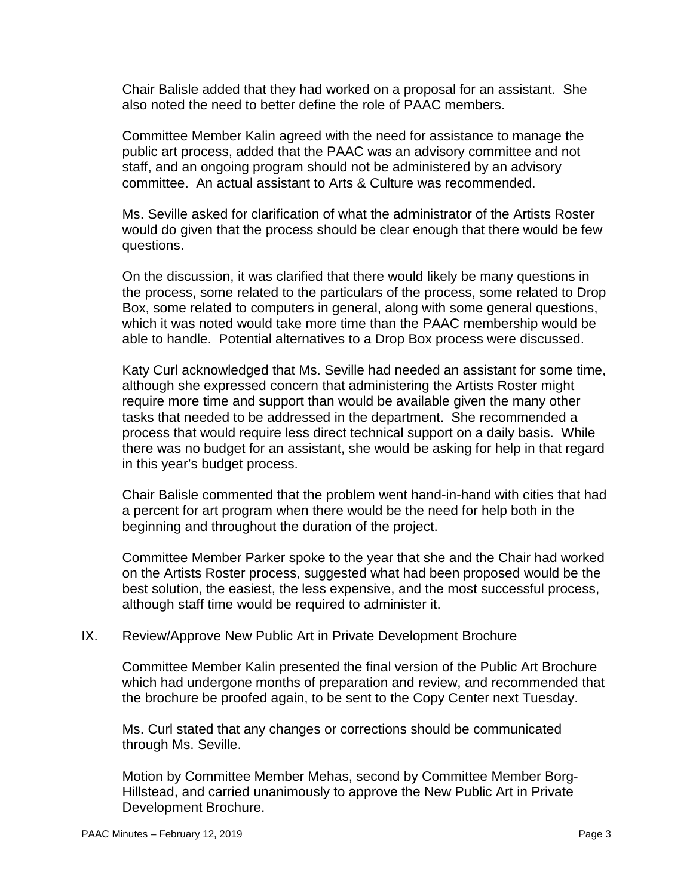Chair Balisle added that they had worked on a proposal for an assistant. She also noted the need to better define the role of PAAC members.

Committee Member Kalin agreed with the need for assistance to manage the public art process, added that the PAAC was an advisory committee and not staff, and an ongoing program should not be administered by an advisory committee. An actual assistant to Arts & Culture was recommended.

Ms. Seville asked for clarification of what the administrator of the Artists Roster would do given that the process should be clear enough that there would be few questions.

On the discussion, it was clarified that there would likely be many questions in the process, some related to the particulars of the process, some related to Drop Box, some related to computers in general, along with some general questions, which it was noted would take more time than the PAAC membership would be able to handle. Potential alternatives to a Drop Box process were discussed.

Katy Curl acknowledged that Ms. Seville had needed an assistant for some time, although she expressed concern that administering the Artists Roster might require more time and support than would be available given the many other tasks that needed to be addressed in the department. She recommended a process that would require less direct technical support on a daily basis. While there was no budget for an assistant, she would be asking for help in that regard in this year's budget process.

Chair Balisle commented that the problem went hand-in-hand with cities that had a percent for art program when there would be the need for help both in the beginning and throughout the duration of the project.

Committee Member Parker spoke to the year that she and the Chair had worked on the Artists Roster process, suggested what had been proposed would be the best solution, the easiest, the less expensive, and the most successful process, although staff time would be required to administer it.

## IX. Review/Approve New Public Art in Private Development Brochure

Committee Member Kalin presented the final version of the Public Art Brochure which had undergone months of preparation and review, and recommended that the brochure be proofed again, to be sent to the Copy Center next Tuesday.

Ms. Curl stated that any changes or corrections should be communicated through Ms. Seville.

Motion by Committee Member Mehas, second by Committee Member Borg-Hillstead, and carried unanimously to approve the New Public Art in Private Development Brochure.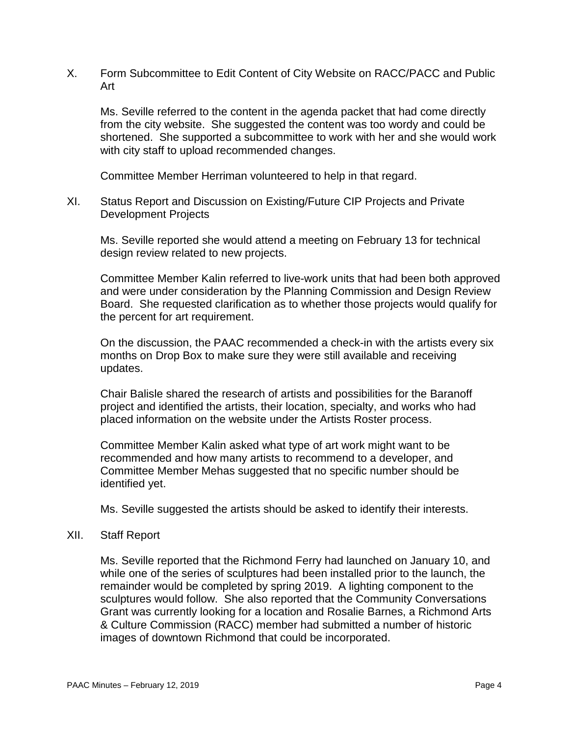X. Form Subcommittee to Edit Content of City Website on RACC/PACC and Public Art

Ms. Seville referred to the content in the agenda packet that had come directly from the city website. She suggested the content was too wordy and could be shortened. She supported a subcommittee to work with her and she would work with city staff to upload recommended changes.

Committee Member Herriman volunteered to help in that regard.

XI. Status Report and Discussion on Existing/Future CIP Projects and Private Development Projects

Ms. Seville reported she would attend a meeting on February 13 for technical design review related to new projects.

Committee Member Kalin referred to live-work units that had been both approved and were under consideration by the Planning Commission and Design Review Board. She requested clarification as to whether those projects would qualify for the percent for art requirement.

On the discussion, the PAAC recommended a check-in with the artists every six months on Drop Box to make sure they were still available and receiving updates.

Chair Balisle shared the research of artists and possibilities for the Baranoff project and identified the artists, their location, specialty, and works who had placed information on the website under the Artists Roster process.

Committee Member Kalin asked what type of art work might want to be recommended and how many artists to recommend to a developer, and Committee Member Mehas suggested that no specific number should be identified yet.

Ms. Seville suggested the artists should be asked to identify their interests.

XII. Staff Report

Ms. Seville reported that the Richmond Ferry had launched on January 10, and while one of the series of sculptures had been installed prior to the launch, the remainder would be completed by spring 2019. A lighting component to the sculptures would follow. She also reported that the Community Conversations Grant was currently looking for a location and Rosalie Barnes, a Richmond Arts & Culture Commission (RACC) member had submitted a number of historic images of downtown Richmond that could be incorporated.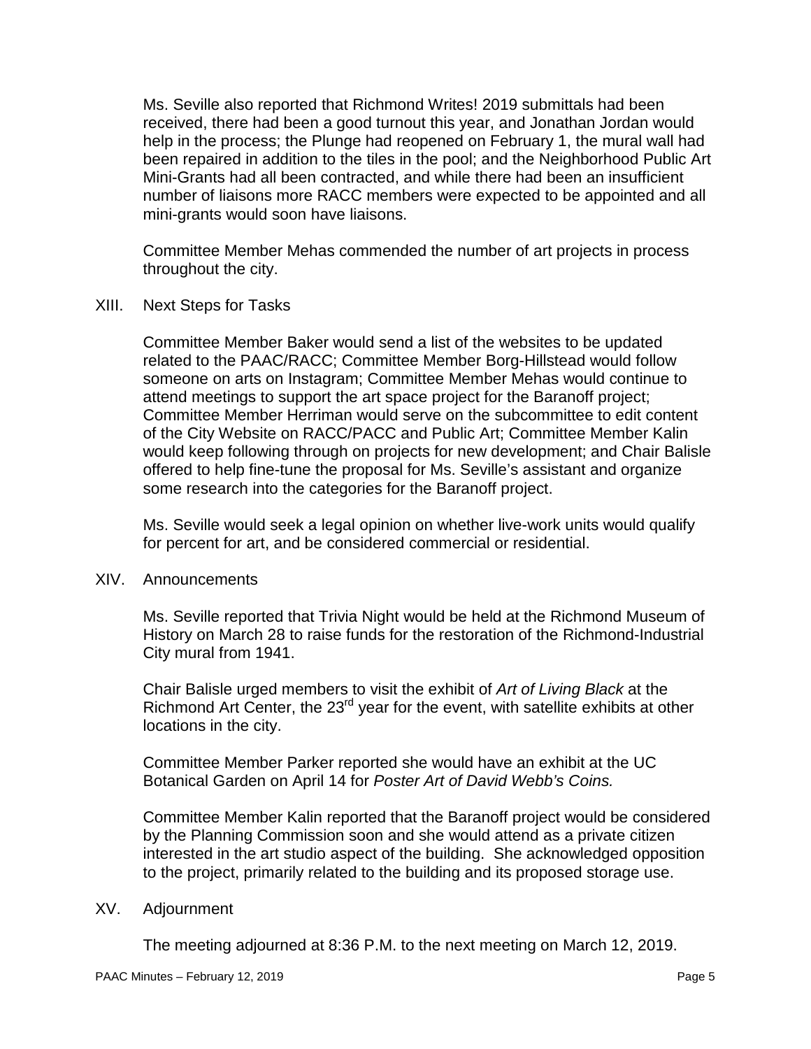Ms. Seville also reported that Richmond Writes! 2019 submittals had been received, there had been a good turnout this year, and Jonathan Jordan would help in the process; the Plunge had reopened on February 1, the mural wall had been repaired in addition to the tiles in the pool; and the Neighborhood Public Art Mini-Grants had all been contracted, and while there had been an insufficient number of liaisons more RACC members were expected to be appointed and all mini-grants would soon have liaisons.

Committee Member Mehas commended the number of art projects in process throughout the city.

XIII. Next Steps for Tasks

Committee Member Baker would send a list of the websites to be updated related to the PAAC/RACC; Committee Member Borg-Hillstead would follow someone on arts on Instagram; Committee Member Mehas would continue to attend meetings to support the art space project for the Baranoff project; Committee Member Herriman would serve on the subcommittee to edit content of the City Website on RACC/PACC and Public Art; Committee Member Kalin would keep following through on projects for new development; and Chair Balisle offered to help fine-tune the proposal for Ms. Seville's assistant and organize some research into the categories for the Baranoff project.

Ms. Seville would seek a legal opinion on whether live-work units would qualify for percent for art, and be considered commercial or residential.

XIV. Announcements

Ms. Seville reported that Trivia Night would be held at the Richmond Museum of History on March 28 to raise funds for the restoration of the Richmond-Industrial City mural from 1941.

Chair Balisle urged members to visit the exhibit of *Art of Living Black* at the Richmond Art Center, the 23rd year for the event, with satellite exhibits at other locations in the city.

Committee Member Parker reported she would have an exhibit at the UC Botanical Garden on April 14 for *Poster Art of David Webb's Coins.*

Committee Member Kalin reported that the Baranoff project would be considered by the Planning Commission soon and she would attend as a private citizen interested in the art studio aspect of the building. She acknowledged opposition to the project, primarily related to the building and its proposed storage use.

XV. Adjournment

The meeting adjourned at 8:36 P.M. to the next meeting on March 12, 2019.